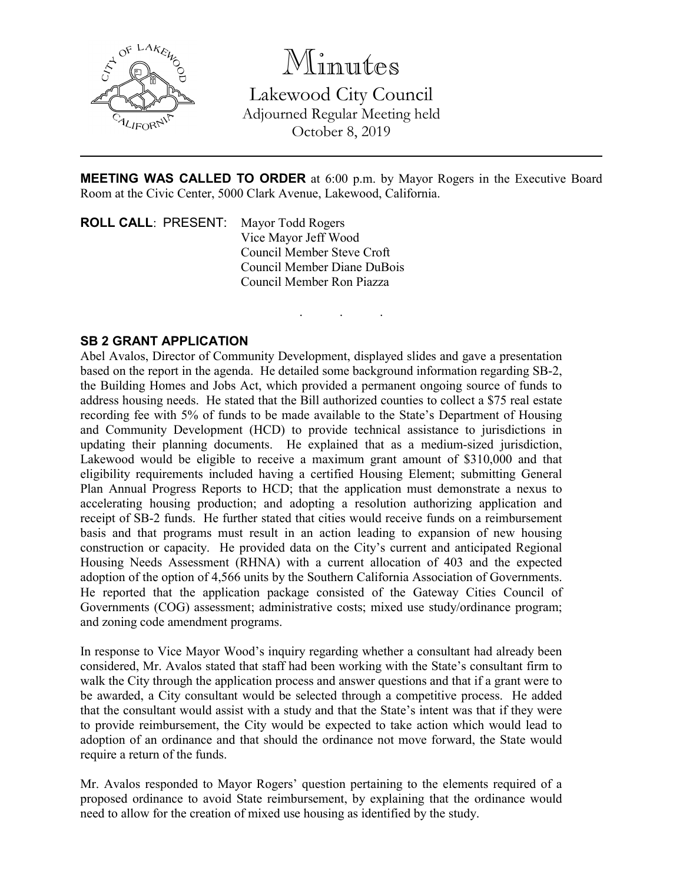# Minutes

## Lakewood City Council

Adjourned Regular Meeting held
October 8, 2019

---

**MEETING WAS CALLED TO ORDER** at 6:00 p.m. by Mayor Rogers in the Executive Board Room at the Civic Center, 5000 Clark Avenue, Lakewood, California.

**ROLL CALL**: PRESENT: Mayor Todd Rogers
Vice Mayor Jeff Wood
Council Member Steve Croft
Council Member Diane DuBois
Council Member Ron Piazza

. . .

**SB 2 GRANT APPLICATION**

Abel Avalos, Director of Community Development, displayed slides and gave a presentation based on the report in the agenda. He detailed some background information regarding SB-2, the Building Homes and Jobs Act, which provided a permanent ongoing source of funds to address housing needs. He stated that the Bill authorized counties to collect a $75 real estate recording fee with 5% of funds to be made available to the State's Department of Housing and Community Development (HCD) to provide technical assistance to jurisdictions in updating their planning documents. He explained that as a medium-sized jurisdiction, Lakewood would be eligible to receive a maximum grant amount of $310,000 and that eligibility requirements included having a certified Housing Element; submitting General Plan Annual Progress Reports to HCD; that the application must demonstrate a nexus to accelerating housing production; and adopting a resolution authorizing application and receipt of SB-2 funds. He further stated that cities would receive funds on a reimbursement basis and that programs must result in an action leading to expansion of new housing construction or capacity. He provided data on the City's current and anticipated Regional Housing Needs Assessment (RHNA) with a current allocation of 403 and the expected adoption of the option of 4,566 units by the Southern California Association of Governments. He reported that the application package consisted of the Gateway Cities Council of Governments (COG) assessment; administrative costs; mixed use study/ordinance program; and zoning code amendment programs.

In response to Vice Mayor Wood's inquiry regarding whether a consultant had already been considered, Mr. Avalos stated that staff had been working with the State's consultant firm to walk the City through the application process and answer questions and that if a grant were to be awarded, a City consultant would be selected through a competitive process. He added that the consultant would assist with a study and that the State's intent was that if they were to provide reimbursement, the City would be expected to take action which would lead to adoption of an ordinance and that should the ordinance not move forward, the State would require a return of the funds.

Mr. Avalos responded to Mayor Rogers' question pertaining to the elements required of a proposed ordinance to avoid State reimbursement, by explaining that the ordinance would need to allow for the creation of mixed use housing as identified by the study.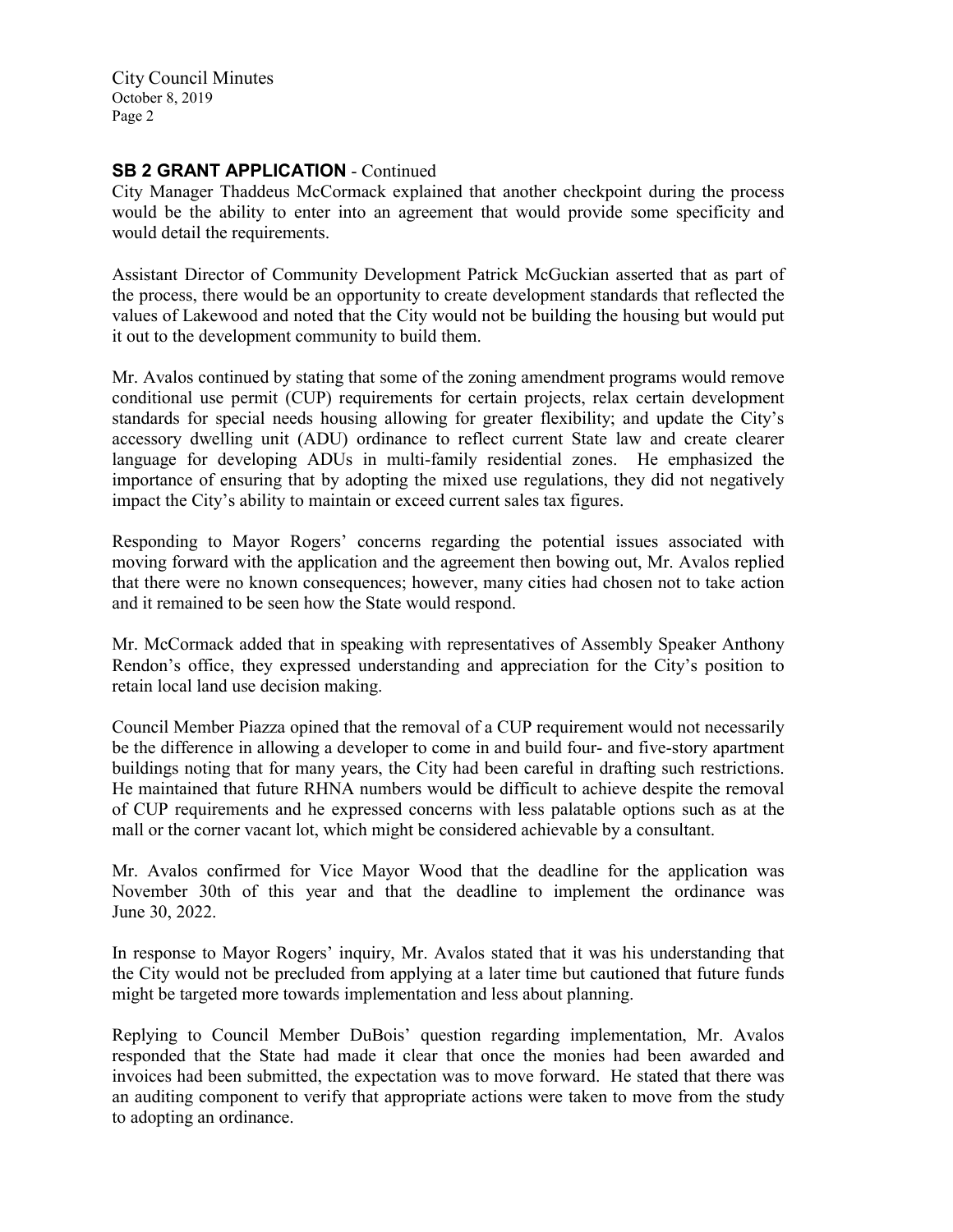**SB 2 GRANT APPLICATION** - Continued

City Manager Thaddeus McCormack explained that another checkpoint during the process would be the ability to enter into an agreement that would provide some specificity and would detail the requirements.

Assistant Director of Community Development Patrick McGuckian asserted that as part of the process, there would be an opportunity to create development standards that reflected the values of Lakewood and noted that the City would not be building the housing but would put it out to the development community to build them.

Mr. Avalos continued by stating that some of the zoning amendment programs would remove conditional use permit (CUP) requirements for certain projects, relax certain development standards for special needs housing allowing for greater flexibility; and update the City's accessory dwelling unit (ADU) ordinance to reflect current State law and create clearer language for developing ADUs in multi-family residential zones. He emphasized the importance of ensuring that by adopting the mixed use regulations, they did not negatively impact the City's ability to maintain or exceed current sales tax figures.

Responding to Mayor Rogers' concerns regarding the potential issues associated with moving forward with the application and the agreement then bowing out, Mr. Avalos replied that there were no known consequences; however, many cities had chosen not to take action and it remained to be seen how the State would respond.

Mr. McCormack added that in speaking with representatives of Assembly Speaker Anthony Rendon's office, they expressed understanding and appreciation for the City's position to retain local land use decision making.

Council Member Piazza opined that the removal of a CUP requirement would not necessarily be the difference in allowing a developer to come in and build four- and five-story apartment buildings noting that for many years, the City had been careful in drafting such restrictions. He maintained that future RHNA numbers would be difficult to achieve despite the removal of CUP requirements and he expressed concerns with less palatable options such as at the mall or the corner vacant lot, which might be considered achievable by a consultant.

Mr. Avalos confirmed for Vice Mayor Wood that the deadline for the application was November 30th of this year and that the deadline to implement the ordinance was June 30, 2022.

In response to Mayor Rogers' inquiry, Mr. Avalos stated that it was his understanding that the City would not be precluded from applying at a later time but cautioned that future funds might be targeted more towards implementation and less about planning.

Replying to Council Member DuBois' question regarding implementation, Mr. Avalos responded that the State had made it clear that once the monies had been awarded and invoices had been submitted, the expectation was to move forward. He stated that there was an auditing component to verify that appropriate actions were taken to move from the study to adopting an ordinance.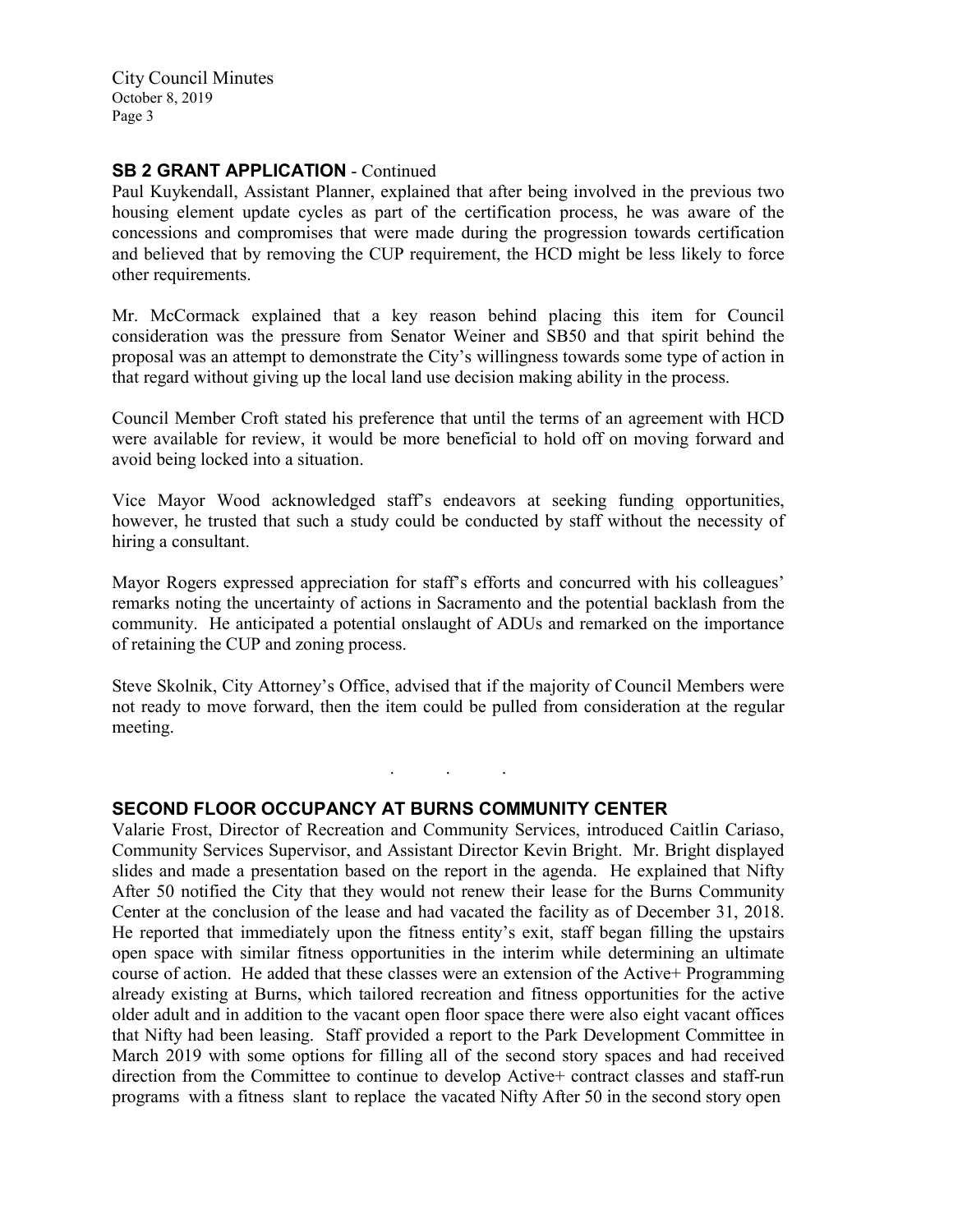## SB 2 GRANT APPLICATION - Continued

Paul Kuykendall, Assistant Planner, explained that after being involved in the previous two housing element update cycles as part of the certification process, he was aware of the concessions and compromises that were made during the progression towards certification and believed that by removing the CUP requirement, the HCD might be less likely to force other requirements.

Mr. McCormack explained that a key reason behind placing this item for Council consideration was the pressure from Senator Weiner and SB50 and that spirit behind the proposal was an attempt to demonstrate the City's willingness towards some type of action in that regard without giving up the local land use decision making ability in the process.

Council Member Croft stated his preference that until the terms of an agreement with HCD were available for review, it would be more beneficial to hold off on moving forward and avoid being locked into a situation.

Vice Mayor Wood acknowledged staff's endeavors at seeking funding opportunities, however, he trusted that such a study could be conducted by staff without the necessity of hiring a consultant.

Mayor Rogers expressed appreciation for staff's efforts and concurred with his colleagues' remarks noting the uncertainty of actions in Sacramento and the potential backlash from the community. He anticipated a potential onslaught of ADUs and remarked on the importance of retaining the CUP and zoning process.

Steve Skolnik, City Attorney's Office, advised that if the majority of Council Members were not ready to move forward, then the item could be pulled from consideration at the regular meeting.

. . .

## SECOND FLOOR OCCUPANCY AT BURNS COMMUNITY CENTER

Valarie Frost, Director of Recreation and Community Services, introduced Caitlin Cariaso, Community Services Supervisor, and Assistant Director Kevin Bright. Mr. Bright displayed slides and made a presentation based on the report in the agenda. He explained that Nifty After 50 notified the City that they would not renew their lease for the Burns Community Center at the conclusion of the lease and had vacated the facility as of December 31, 2018. He reported that immediately upon the fitness entity's exit, staff began filling the upstairs open space with similar fitness opportunities in the interim while determining an ultimate course of action. He added that these classes were an extension of the Active+ Programming already existing at Burns, which tailored recreation and fitness opportunities for the active older adult and in addition to the vacant open floor space there were also eight vacant offices that Nifty had been leasing. Staff provided a report to the Park Development Committee in March 2019 with some options for filling all of the second story spaces and had received direction from the Committee to continue to develop Active+ contract classes and staff-run programs with a fitness slant to replace the vacated Nifty After 50 in the second story open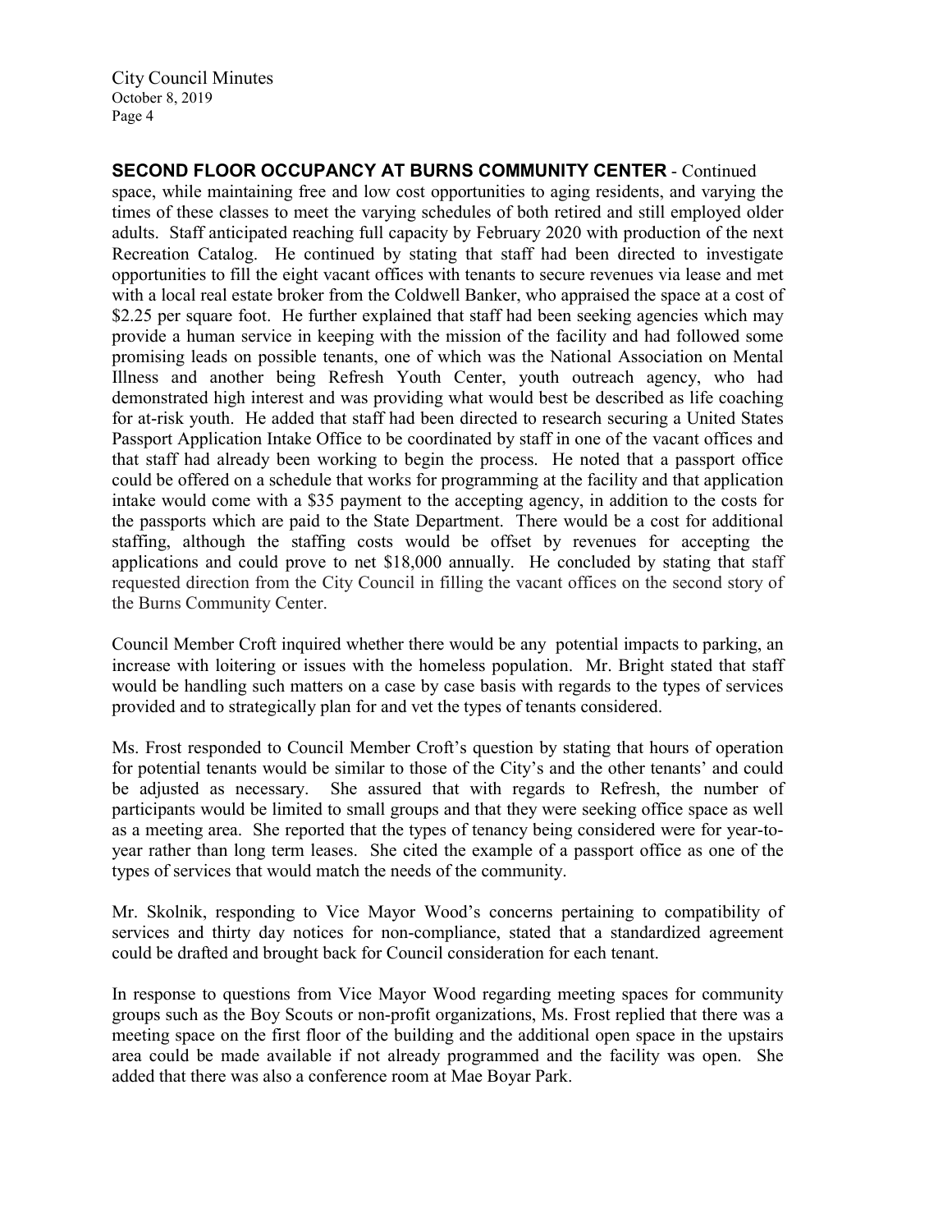**SECOND FLOOR OCCUPANCY AT BURNS COMMUNITY CENTER** - Continued

space, while maintaining free and low cost opportunities to aging residents, and varying the times of these classes to meet the varying schedules of both retired and still employed older adults. Staff anticipated reaching full capacity by February 2020 with production of the next Recreation Catalog. He continued by stating that staff had been directed to investigate opportunities to fill the eight vacant offices with tenants to secure revenues via lease and met with a local real estate broker from the Coldwell Banker, who appraised the space at a cost of $2.25 per square foot. He further explained that staff had been seeking agencies which may provide a human service in keeping with the mission of the facility and had followed some promising leads on possible tenants, one of which was the National Association on Mental Illness and another being Refresh Youth Center, youth outreach agency, who had demonstrated high interest and was providing what would best be described as life coaching for at-risk youth. He added that staff had been directed to research securing a United States Passport Application Intake Office to be coordinated by staff in one of the vacant offices and that staff had already been working to begin the process. He noted that a passport office could be offered on a schedule that works for programming at the facility and that application intake would come with a $35 payment to the accepting agency, in addition to the costs for the passports which are paid to the State Department. There would be a cost for additional staffing, although the staffing costs would be offset by revenues for accepting the applications and could prove to net $18,000 annually. He concluded by stating that staff requested direction from the City Council in filling the vacant offices on the second story of the Burns Community Center.

Council Member Croft inquired whether there would be any potential impacts to parking, an increase with loitering or issues with the homeless population. Mr. Bright stated that staff would be handling such matters on a case by case basis with regards to the types of services provided and to strategically plan for and vet the types of tenants considered.

Ms. Frost responded to Council Member Croft's question by stating that hours of operation for potential tenants would be similar to those of the City's and the other tenants' and could be adjusted as necessary. She assured that with regards to Refresh, the number of participants would be limited to small groups and that they were seeking office space as well as a meeting area. She reported that the types of tenancy being considered were for year-to-year rather than long term leases. She cited the example of a passport office as one of the types of services that would match the needs of the community.

Mr. Skolnik, responding to Vice Mayor Wood's concerns pertaining to compatibility of services and thirty day notices for non-compliance, stated that a standardized agreement could be drafted and brought back for Council consideration for each tenant.

In response to questions from Vice Mayor Wood regarding meeting spaces for community groups such as the Boy Scouts or non-profit organizations, Ms. Frost replied that there was a meeting space on the first floor of the building and the additional open space in the upstairs area could be made available if not already programmed and the facility was open. She added that there was also a conference room at Mae Boyar Park.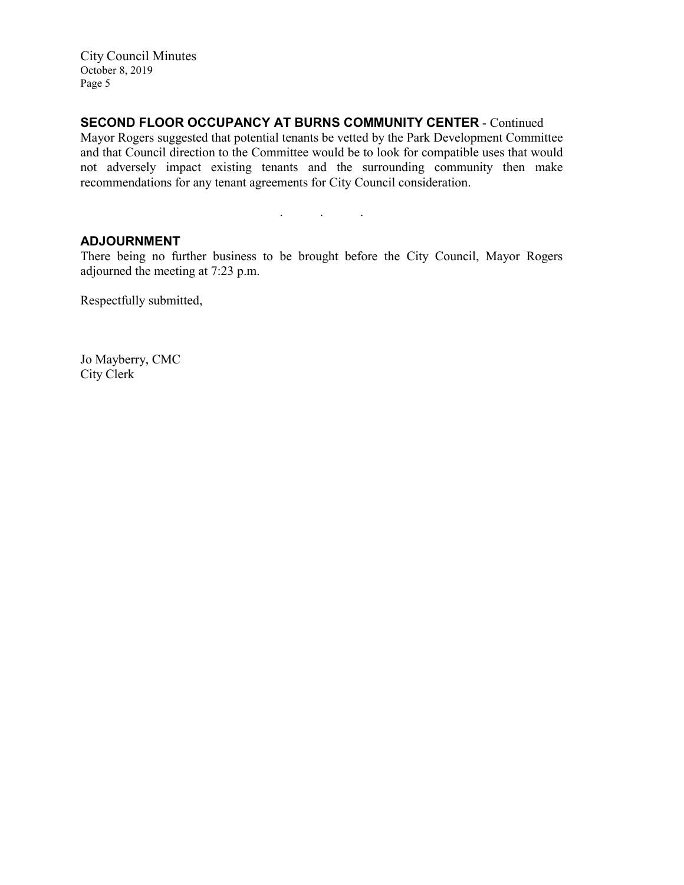**SECOND FLOOR OCCUPANCY AT BURNS COMMUNITY CENTER** - Continued
Mayor Rogers suggested that potential tenants be vetted by the Park Development Committee and that Council direction to the Committee would be to look for compatible uses that would not adversely impact existing tenants and the surrounding community then make recommendations for any tenant agreements for City Council consideration.

. . .

## ADJOURNMENT

There being no further business to be brought before the City Council, Mayor Rogers adjourned the meeting at 7:23 p.m.

Respectfully submitted,

Jo Mayberry, CMC
City Clerk